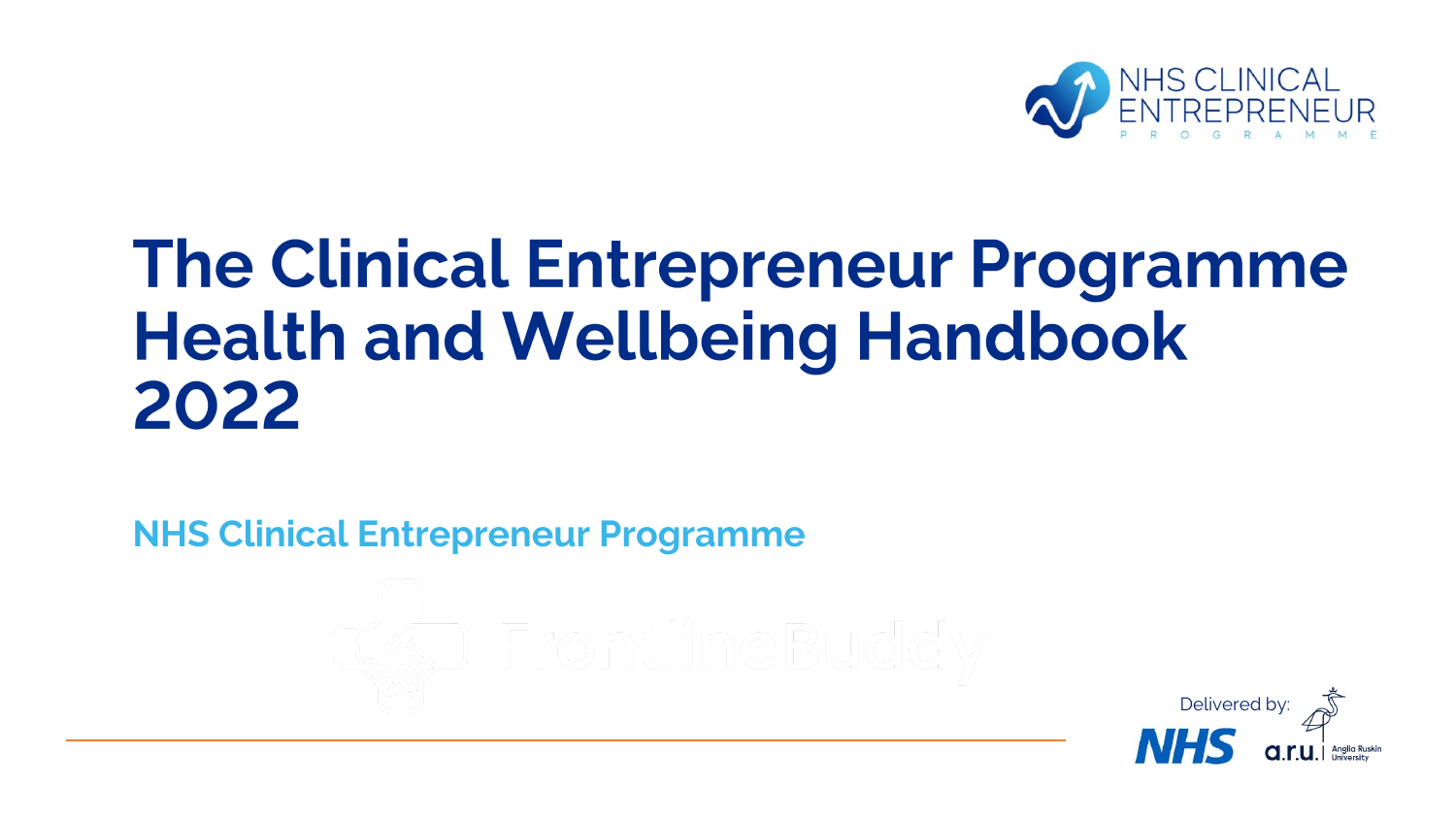NHS CLINICAL ENTREPRENEUR PROGRAMME

# The Clinical Entrepreneur Programme Health and Wellbeing Handbook 2022

**NHS Clinical Entrepreneur Programme**

FrontlineBuddy

Delivered by: NHS a.r.u. Anglia Ruskin University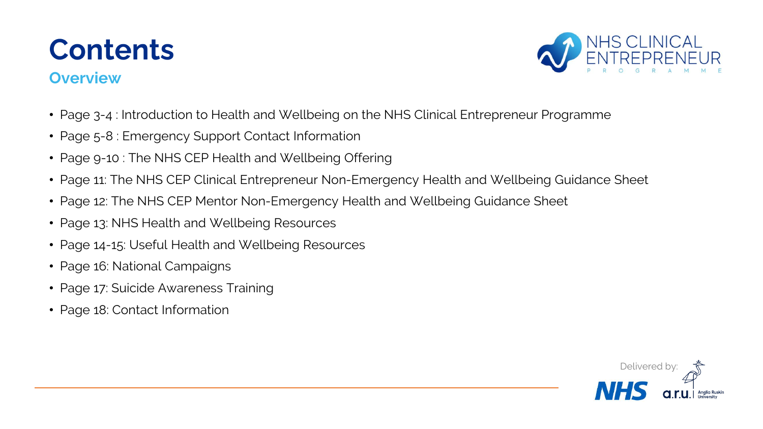# Contents

## Overview

- Page 3-4 : Introduction to Health and Wellbeing on the NHS Clinical Entrepreneur Programme
- Page 5-8 : Emergency Support Contact Information
- Page 9-10 : The NHS CEP Health and Wellbeing Offering
- Page 11: The NHS CEP Clinical Entrepreneur Non-Emergency Health and Wellbeing Guidance Sheet
- Page 12: The NHS CEP Mentor Non-Emergency Health and Wellbeing Guidance Sheet
- Page 13: NHS Health and Wellbeing Resources
- Page 14-15: Useful Health and Wellbeing Resources
- Page 16: National Campaigns
- Page 17: Suicide Awareness Training
- Page 18: Contact Information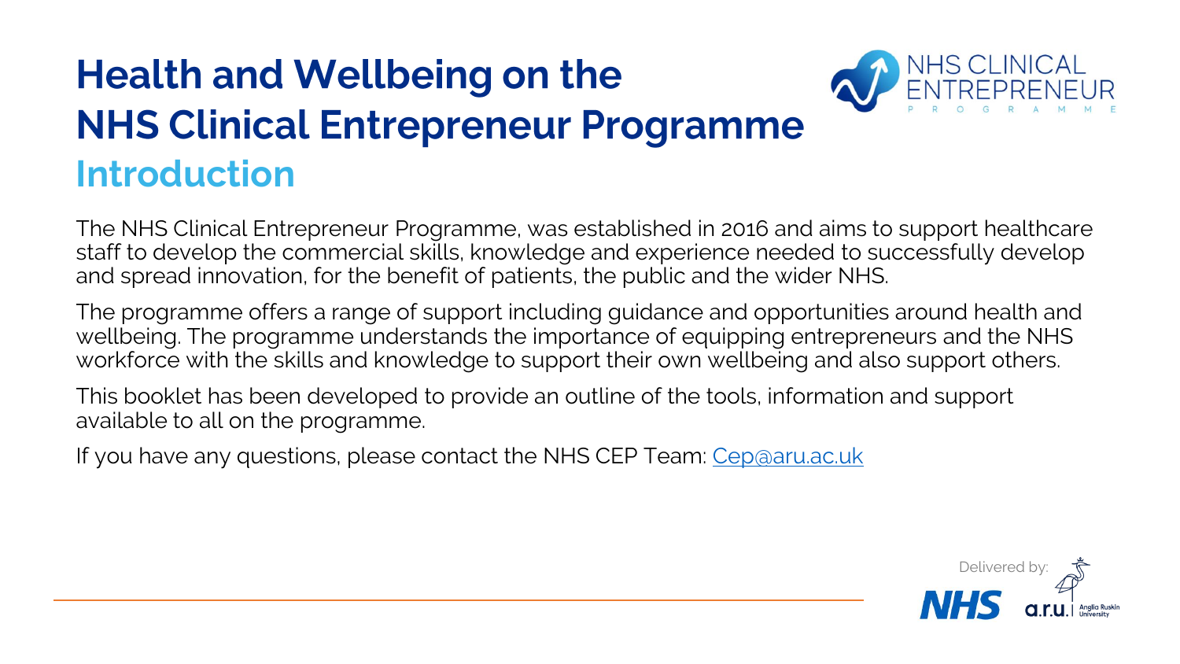# Health and Wellbeing on the NHS Clinical Entrepreneur Programme

## Introduction

The NHS Clinical Entrepreneur Programme, was established in 2016 and aims to support healthcare staff to develop the commercial skills, knowledge and experience needed to successfully develop and spread innovation, for the benefit of patients, the public and the wider NHS.

The programme offers a range of support including guidance and opportunities around health and wellbeing. The programme understands the importance of equipping entrepreneurs and the NHS workforce with the skills and knowledge to support their own wellbeing and also support others.

This booklet has been developed to provide an outline of the tools, information and support available to all on the programme.

If you have any questions, please contact the NHS CEP Team: [Cep@aru.ac.uk](mailto:Cep@aru.ac.uk)

Delivered by: NHS, Anglia Ruskin University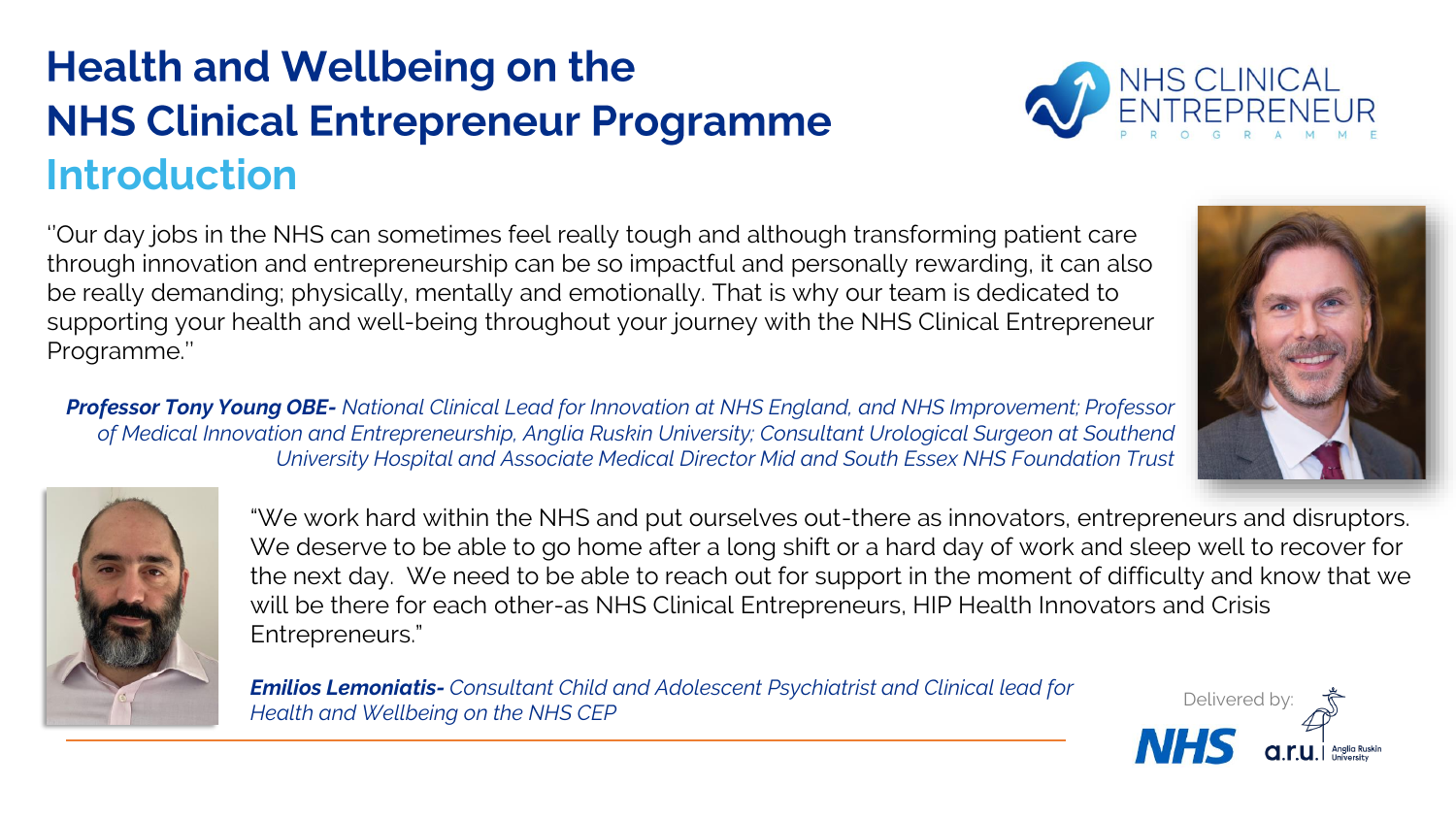# Health and Wellbeing on the NHS Clinical Entrepreneur Programme

## Introduction

''Our day jobs in the NHS can sometimes feel really tough and although transforming patient care through innovation and entrepreneurship can be so impactful and personally rewarding, it can also be really demanding; physically, mentally and emotionally. That is why our team is dedicated to supporting your health and well-being throughout your journey with the NHS Clinical Entrepreneur Programme.''

***Professor Tony Young OBE-*** *National Clinical Lead for Innovation at NHS England, and NHS Improvement; Professor of Medical Innovation and Entrepreneurship, Anglia Ruskin University; Consultant Urological Surgeon at Southend University Hospital and Associate Medical Director Mid and South Essex NHS Foundation Trust*

"We work hard within the NHS and put ourselves out-there as innovators, entrepreneurs and disruptors. We deserve to be able to go home after a long shift or a hard day of work and sleep well to recover for the next day. We need to be able to reach out for support in the moment of difficulty and know that we will be there for each other-as NHS Clinical Entrepreneurs, HIP Health Innovators and Crisis Entrepreneurs."

***Emilios Lemoniatis-*** *Consultant Child and Adolescent Psychiatrist and Clinical lead for Health and Wellbeing on the NHS CEP*

Delivered by: NHS a.r.u. Anglia Ruskin University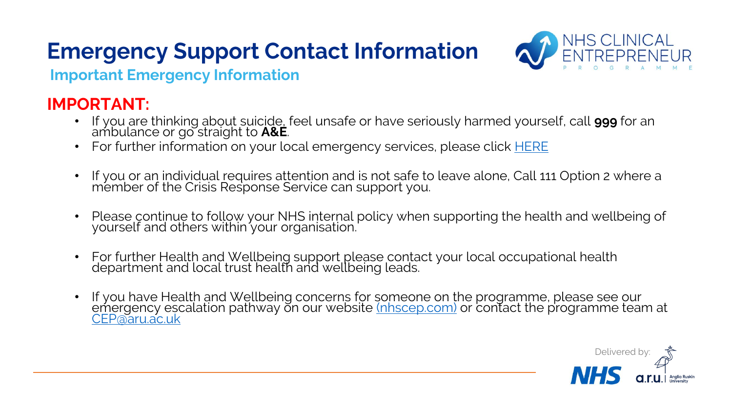# Emergency Support Contact Information

## Important Emergency Information

**IMPORTANT:**

- If you are thinking about suicide, feel unsafe or have seriously harmed yourself, call **999** for an ambulance or go straight to **A&E**.
- For further information on your local emergency services, please click HERE
- If you or an individual requires attention and is not safe to leave alone, Call 111 Option 2 where a member of the Crisis Response Service can support you.
- Please continue to follow your NHS internal policy when supporting the health and wellbeing of yourself and others within your organisation.
- For further Health and Wellbeing support please contact your local occupational health department and local trust health and wellbeing leads.
- If you have Health and Wellbeing concerns for someone on the programme, please see our emergency escalation pathway on our website (nhscep.com) or contact the programme team at CEP@aru.ac.uk

Delivered by: NHS a.r.u. Anglia Ruskin University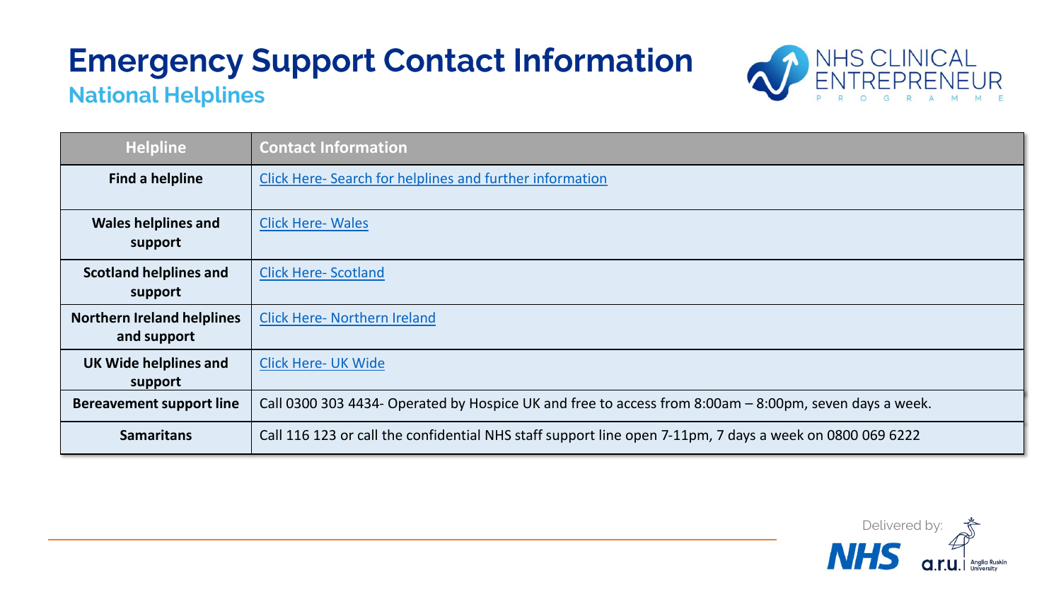# Emergency Support Contact Information

## National Helplines

| Helpline | Contact Information |
| --- | --- |
| **Find a helpline** | Click Here- Search for helplines and further information |
| **Wales helplines and support** | Click Here- Wales |
| **Scotland helplines and support** | Click Here- Scotland |
| **Northern Ireland helplines and support** | Click Here- Northern Ireland |
| **UK Wide helplines and support** | Click Here- UK Wide |
| **Bereavement support line** | Call 0300 303 4434- Operated by Hospice UK and free to access from 8:00am – 8:00pm, seven days a week. |
| **Samaritans** | Call 116 123 or call the confidential NHS staff support line open 7-11pm, 7 days a week on 0800 069 6222 |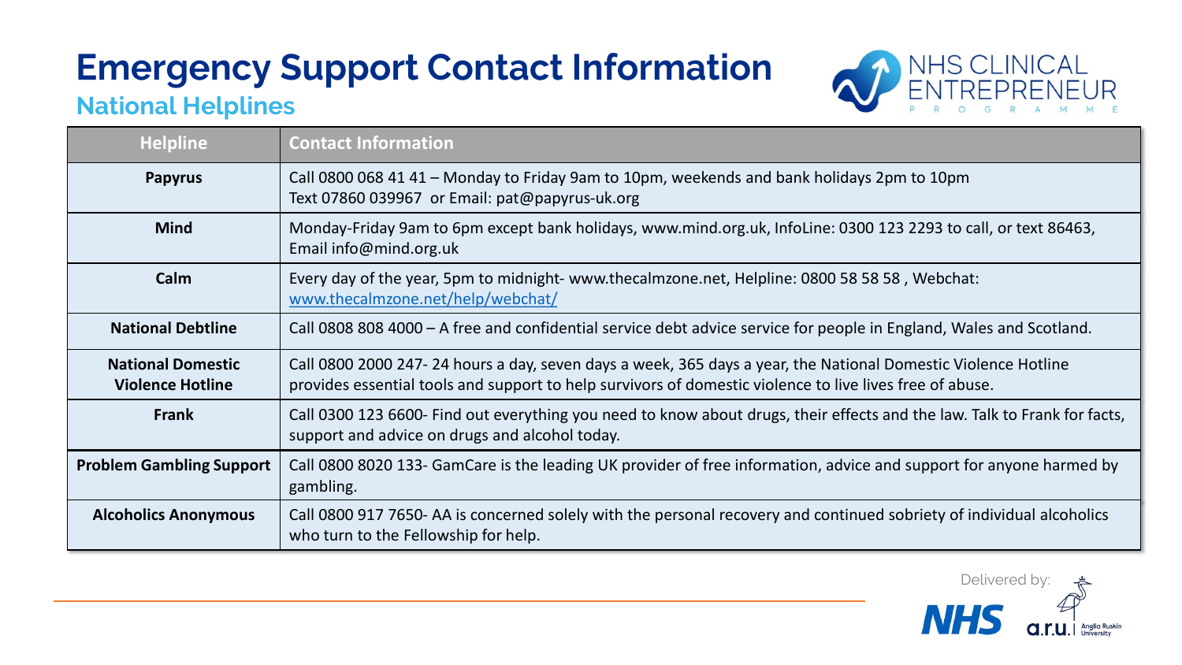# Emergency Support Contact Information

## National Helplines

| Helpline | Contact Information |
| --- | --- |
| **Papyrus** | Call 0800 068 41 41 – Monday to Friday 9am to 10pm, weekends and bank holidays 2pm to 10pm<br>Text 07860 039967 or Email: pat@papyrus-uk.org |
| **Mind** | Monday-Friday 9am to 6pm except bank holidays, www.mind.org.uk, InfoLine: 0300 123 2293 to call, or text 86463, Email info@mind.org.uk |
| **Calm** | Every day of the year, 5pm to midnight- www.thecalmzone.net, Helpline: 0800 58 58 58 , Webchat: www.thecalmzone.net/help/webchat/ |
| **National Debtline** | Call 0808 808 4000 – A free and confidential service debt advice service for people in England, Wales and Scotland. |
| **National Domestic Violence Hotline** | Call 0800 2000 247- 24 hours a day, seven days a week, 365 days a year, the National Domestic Violence Hotline provides essential tools and support to help survivors of domestic violence to live lives free of abuse. |
| **Frank** | Call 0300 123 6600- Find out everything you need to know about drugs, their effects and the law. Talk to Frank for facts, support and advice on drugs and alcohol today. |
| **Problem Gambling Support** | Call 0800 8020 133- GamCare is the leading UK provider of free information, advice and support for anyone harmed by gambling. |
| **Alcoholics Anonymous** | Call 0800 917 7650- AA is concerned solely with the personal recovery and continued sobriety of individual alcoholics who turn to the Fellowship for help. |

Delivered by: NHS a.r.u. Anglia Ruskin University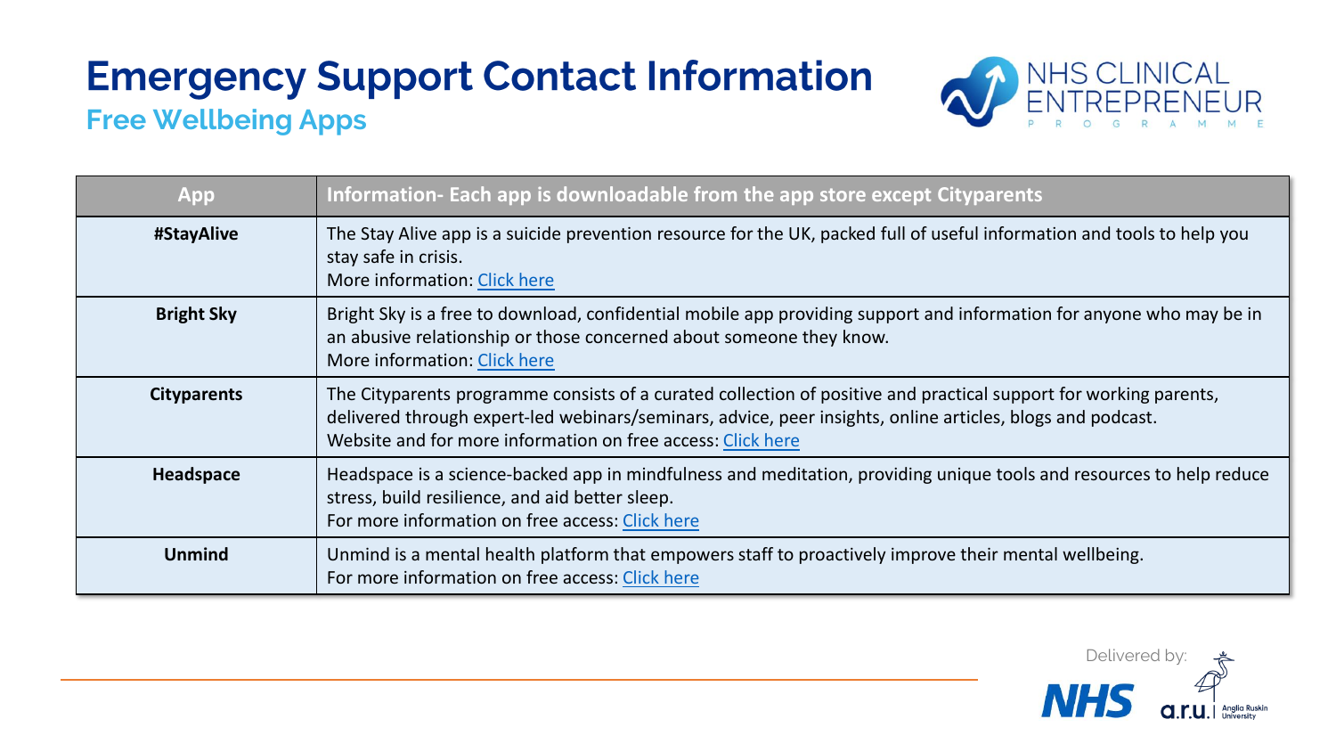# Emergency Support Contact Information

## Free Wellbeing Apps

| App | Information- Each app is downloadable from the app store except Cityparents |
|---|---|
| **#StayAlive** | The Stay Alive app is a suicide prevention resource for the UK, packed full of useful information and tools to help you stay safe in crisis.<br>More information: Click here |
| **Bright Sky** | Bright Sky is a free to download, confidential mobile app providing support and information for anyone who may be in an abusive relationship or those concerned about someone they know.<br>More information: Click here |
| **Cityparents** | The Cityparents programme consists of a curated collection of positive and practical support for working parents, delivered through expert-led webinars/seminars, advice, peer insights, online articles, blogs and podcast.<br>Website and for more information on free access: Click here |
| **Headspace** | Headspace is a science-backed app in mindfulness and meditation, providing unique tools and resources to help reduce stress, build resilience, and aid better sleep.<br>For more information on free access: Click here |
| **Unmind** | Unmind is a mental health platform that empowers staff to proactively improve their mental wellbeing.<br>For more information on free access: Click here |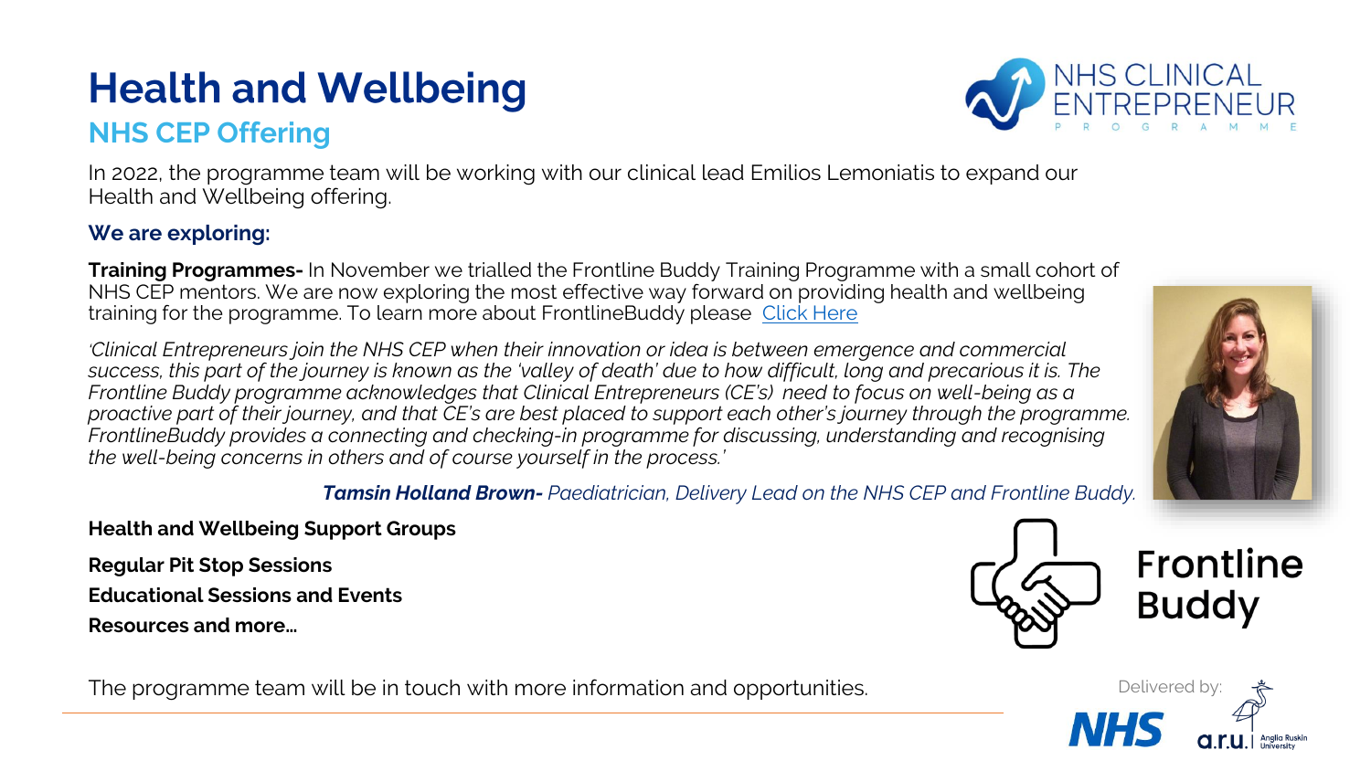# Health and Wellbeing

## NHS CEP Offering

In 2022, the programme team will be working with our clinical lead Emilios Lemoniatis to expand our Health and Wellbeing offering.

### We are exploring:

**Training Programmes-** In November we trialled the Frontline Buddy Training Programme with a small cohort of NHS CEP mentors. We are now exploring the most effective way forward on providing health and wellbeing training for the programme. To learn more about FrontlineBuddy please Click Here

*'Clinical Entrepreneurs join the NHS CEP when their innovation or idea is between emergence and commercial success, this part of the journey is known as the 'valley of death' due to how difficult, long and precarious it is. The Frontline Buddy programme acknowledges that Clinical Entrepreneurs (CE's) need to focus on well-being as a proactive part of their journey, and that CE's are best placed to support each other's journey through the programme. FrontlineBuddy provides a connecting and checking-in programme for discussing, understanding and recognising the well-being concerns in others and of course yourself in the process.'*

***Tamsin Holland Brown-*** *Paediatrician, Delivery Lead on the NHS CEP and Frontline Buddy.*

**Health and Wellbeing Support Groups**

**Regular Pit Stop Sessions**

**Educational Sessions and Events**

**Resources and more…**

The programme team will be in touch with more information and opportunities.

Frontline Buddy

Delivered by: NHS a.r.u. Anglia Ruskin University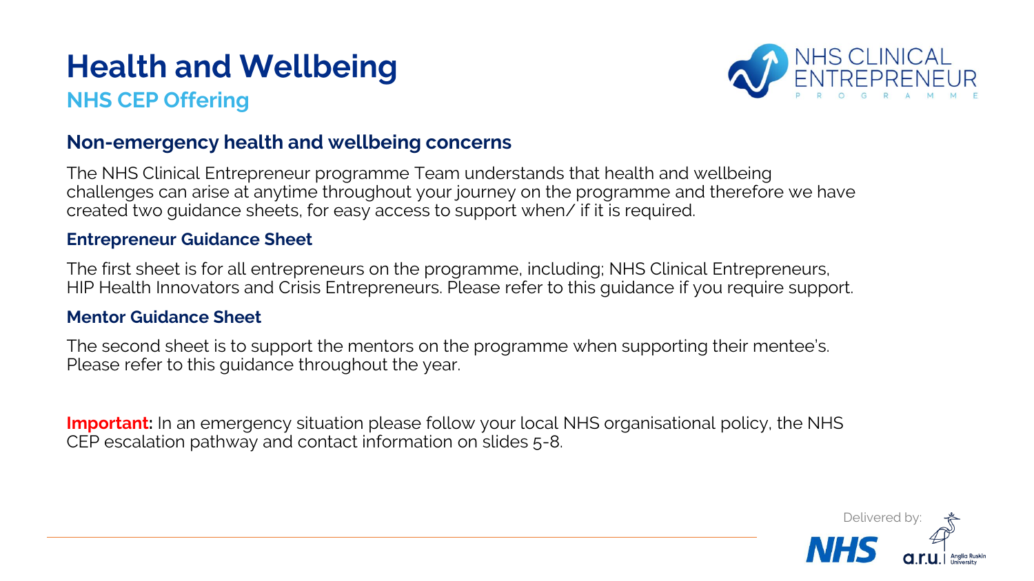# Health and Wellbeing

## NHS CEP Offering

### Non-emergency health and wellbeing concerns

The NHS Clinical Entrepreneur programme Team understands that health and wellbeing challenges can arise at anytime throughout your journey on the programme and therefore we have created two guidance sheets, for easy access to support when/ if it is required.

#### Entrepreneur Guidance Sheet

The first sheet is for all entrepreneurs on the programme, including; NHS Clinical Entrepreneurs, HIP Health Innovators and Crisis Entrepreneurs. Please refer to this guidance if you require support.

#### Mentor Guidance Sheet

The second sheet is to support the mentors on the programme when supporting their mentee's. Please refer to this guidance throughout the year.

**Important:** In an emergency situation please follow your local NHS organisational policy, the NHS CEP escalation pathway and contact information on slides 5-8.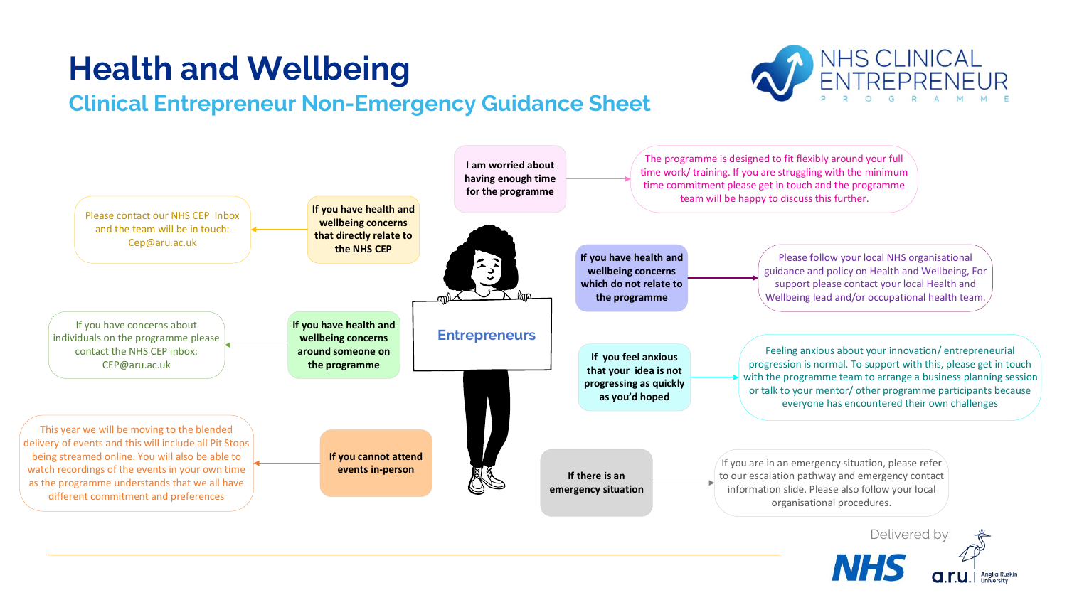# Health and Wellbeing

## Clinical Entrepreneur Non-Emergency Guidance Sheet

NHS CLINICAL ENTREPRENEUR PROGRAMME

**Entrepreneurs**

**I am worried about having enough time for the programme**
→ The programme is designed to fit flexibly around your full time work/ training. If you are struggling with the minimum time commitment please get in touch and the programme team will be happy to discuss this further.

**If you have health and wellbeing concerns that directly relate to the NHS CEP**
→ Please contact our NHS CEP Inbox and the team will be in touch: Cep@aru.ac.uk

**If you have health and wellbeing concerns which do not relate to the programme**
→ Please follow your local NHS organisational guidance and policy on Health and Wellbeing, For support please contact your local Health and Wellbeing lead and/or occupational health team.

**If you have health and wellbeing concerns around someone on the programme**
→ If you have concerns about individuals on the programme please contact the NHS CEP inbox: CEP@aru.ac.uk

**If you feel anxious that your idea is not progressing as quickly as you'd hoped**
→ Feeling anxious about your innovation/ entrepreneurial progression is normal. To support with this, please get in touch with the programme team to arrange a business planning session or talk to your mentor/ other programme participants because everyone has encountered their own challenges

**If you cannot attend events in-person**
→ This year we will be moving to the blended delivery of events and this will include all Pit Stops being streamed online. You will also be able to watch recordings of the events in your own time as the programme understands that we all have different commitment and preferences

**If there is an emergency situation**
→ If you are in an emergency situation, please refer to our escalation pathway and emergency contact information slide. Please also follow your local organisational procedures.

Delivered by: NHS, a.r.u. Anglia Ruskin University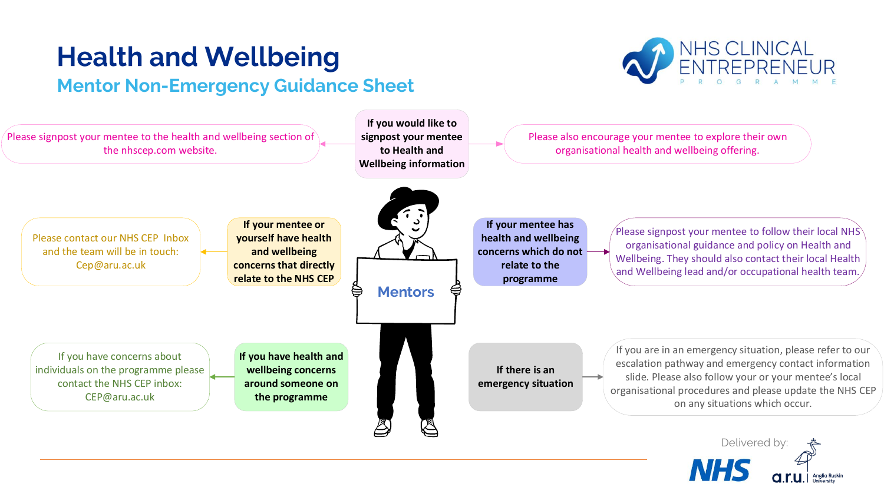# Health and Wellbeing

## Mentor Non-Emergency Guidance Sheet

NHS CLINICAL ENTREPRENEUR PROGRAMME

**Mentors**

**If you would like to signpost your mentee to Health and Wellbeing information**

- Please signpost your mentee to the health and wellbeing section of the nhscep.com website.
- Please also encourage your mentee to explore their own organisational health and wellbeing offering.

**If your mentee or yourself have health and wellbeing concerns that directly relate to the NHS CEP**

- Please contact our NHS CEP Inbox and the team will be in touch: Cep@aru.ac.uk

**If your mentee has health and wellbeing concerns which do not relate to the programme**

- Please signpost your mentee to follow their local NHS organisational guidance and policy on Health and Wellbeing. They should also contact their local Health and Wellbeing lead and/or occupational health team.

**If you have health and wellbeing concerns around someone on the programme**

- If you have concerns about individuals on the programme please contact the NHS CEP inbox: CEP@aru.ac.uk

**If there is an emergency situation**

- If you are in an emergency situation, please refer to our escalation pathway and emergency contact information slide. Please also follow your or your mentee's local organisational procedures and please update the NHS CEP on any situations which occur.

Delivered by: NHS, a.r.u. Anglia Ruskin University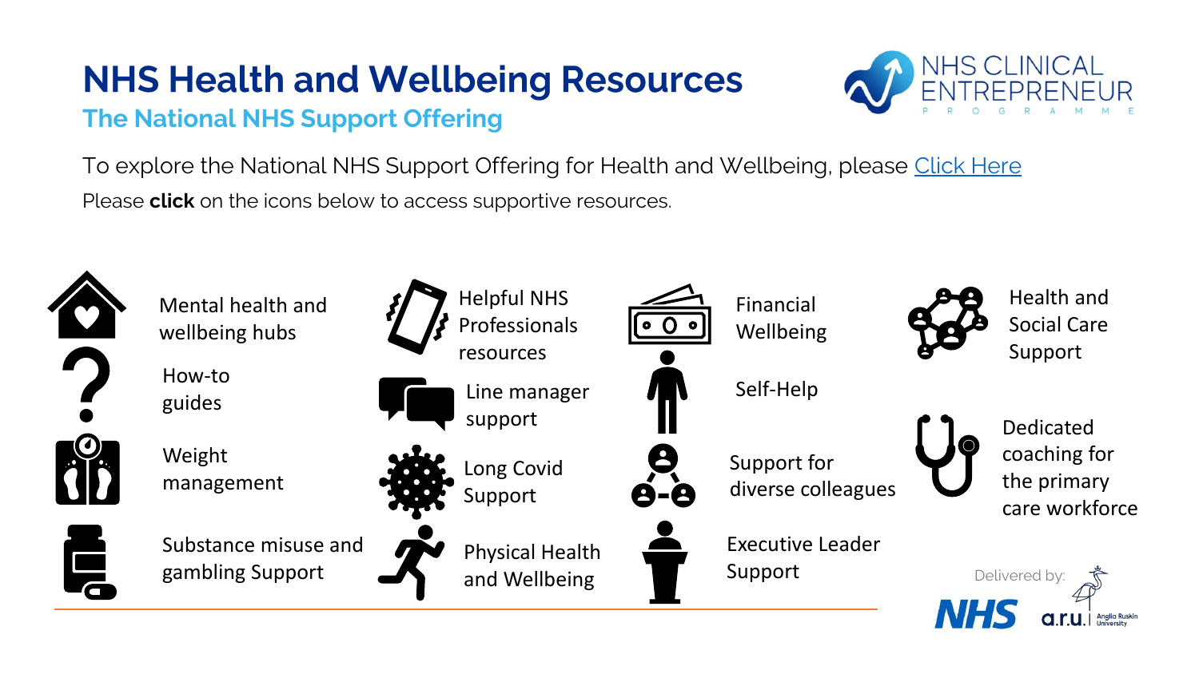# NHS Health and Wellbeing Resources

## The National NHS Support Offering

NHS CLINICAL ENTREPRENEUR PROGRAMME

To explore the National NHS Support Offering for Health and Wellbeing, please Click Here

Please **click** on the icons below to access supportive resources.

- Mental health and wellbeing hubs
- How-to guides
- Weight management
- Substance misuse and gambling Support
- Helpful NHS Professionals resources
- Line manager support
- Long Covid Support
- Physical Health and Wellbeing
- Financial Wellbeing
- Self-Help
- Support for diverse colleagues
- Executive Leader Support
- Health and Social Care Support
- Dedicated coaching for the primary care workforce

Delivered by: NHS a.r.u. Anglia Ruskin University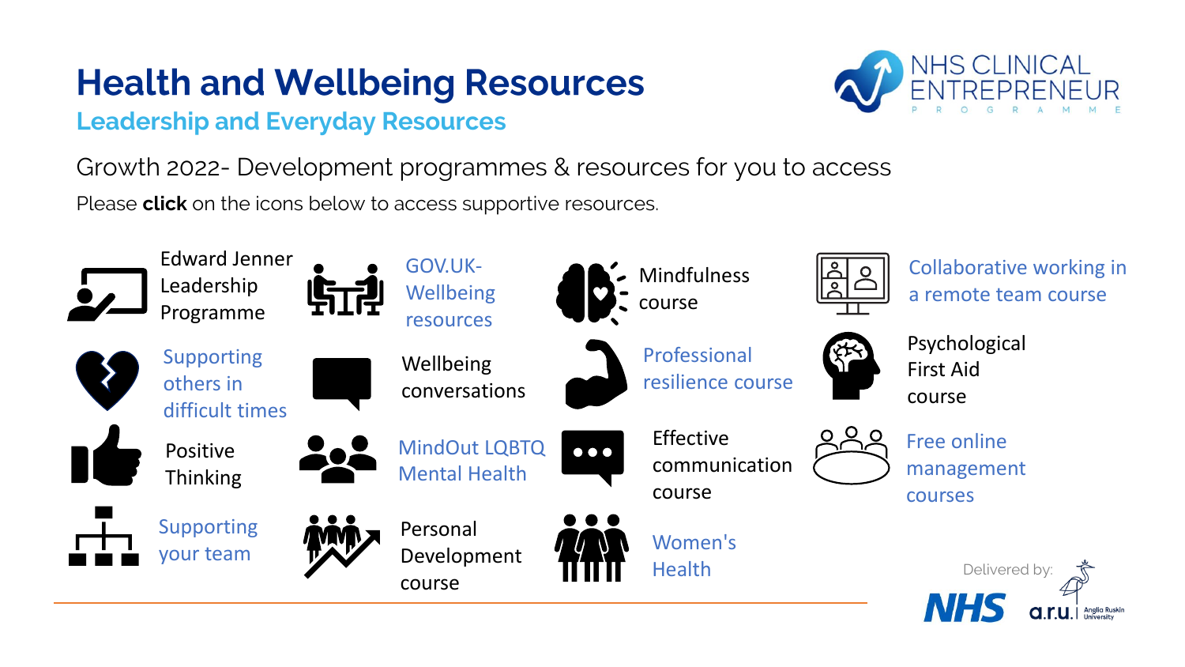# Health and Wellbeing Resources

## Leadership and Everyday Resources

NHS CLINICAL ENTREPRENEUR PROGRAMME

Growth 2022- Development programmes & resources for you to access

Please **click** on the icons below to access supportive resources.

- Edward Jenner Leadership Programme
- Supporting others in difficult times
- Positive Thinking
- Supporting your team
- GOV.UK- Wellbeing resources
- Wellbeing conversations
- MindOut LQBTQ Mental Health
- Personal Development course
- Mindfulness course
- Professional resilience course
- Effective communication course
- Women's Health
- Collaborative working in a remote team course
- Psychological First Aid course
- Free online management courses

Delivered by: NHS a.r.u. Anglia Ruskin University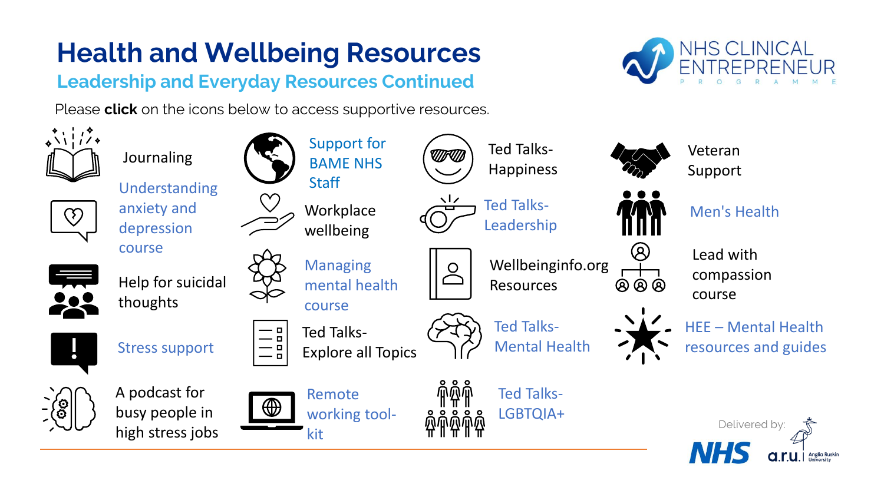# Health and Wellbeing Resources

## Leadership and Everyday Resources Continued

Please **click** on the icons below to access supportive resources.

- Journaling
- Understanding anxiety and depression course
- Help for suicidal thoughts
- Stress support
- A podcast for busy people in high stress jobs
- Support for BAME NHS Staff
- Workplace wellbeing
- Managing mental health course
- Ted Talks- Explore all Topics
- Remote working tool-kit
- Ted Talks- Happiness
- Ted Talks- Leadership
- Wellbeinginfo.org Resources
- Ted Talks- Mental Health
- Ted Talks- LGBTQIA+
- Veteran Support
- Men's Health
- Lead with compassion course
- HEE – Mental Health resources and guides

Delivered by: NHS a.r.u. Anglia Ruskin University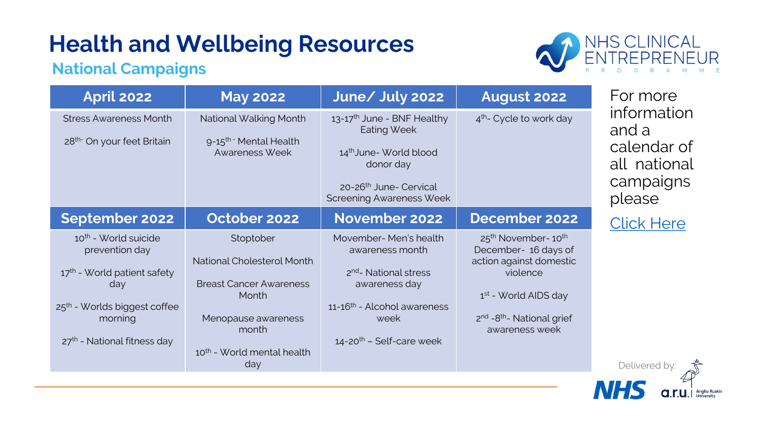# Health and Wellbeing Resources

## National Campaigns

| April 2022 | May 2022 | June/ July 2022 | August 2022 |
|---|---|---|---|
| Stress Awareness Month<br><br>28th- On your feet Britain | National Walking Month<br><br>9-15th - Mental Health Awareness Week | 13-17th June - BNF Healthy Eating Week<br><br>14th June- World blood donor day<br><br>20-26th June- Cervical Screening Awareness Week | 4th- Cycle to work day |
| **September 2022** | **October 2022** | **November 2022** | **December 2022** |
| 10th - World suicide prevention day<br><br>17th - World patient safety day<br><br>25th - Worlds biggest coffee morning<br><br>27th - National fitness day | Stoptober<br><br>National Cholesterol Month<br><br>Breast Cancer Awareness Month<br><br>Menopause awareness month<br><br>10th - World mental health day | Movember- Men's health awareness month<br><br>2nd- National stress awareness day<br><br>11-16th - Alcohol awareness week<br><br>14-20th – Self-care week | 25th November- 10th December- 16 days of action against domestic violence<br><br>1st - World AIDS day<br><br>2nd -8th- National grief awareness week |

For more information and a calendar of all national campaigns please

Click Here

Delivered by: NHS a.r.u. Anglia Ruskin University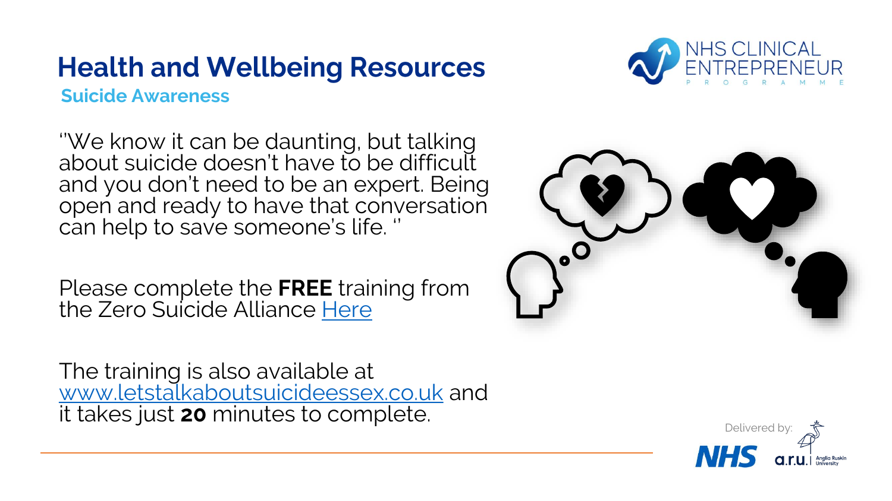# Health and Wellbeing Resources

## Suicide Awareness

''We know it can be daunting, but talking about suicide doesn't have to be difficult and you don't need to be an expert. Being open and ready to have that conversation can help to save someone's life. ''

Please complete the **FREE** training from the Zero Suicide Alliance Here

The training is also available at www.letstalkaboutsuicideessex.co.uk and it takes just **20** minutes to complete.

Delivered by: NHS a.r.u. Anglia Ruskin University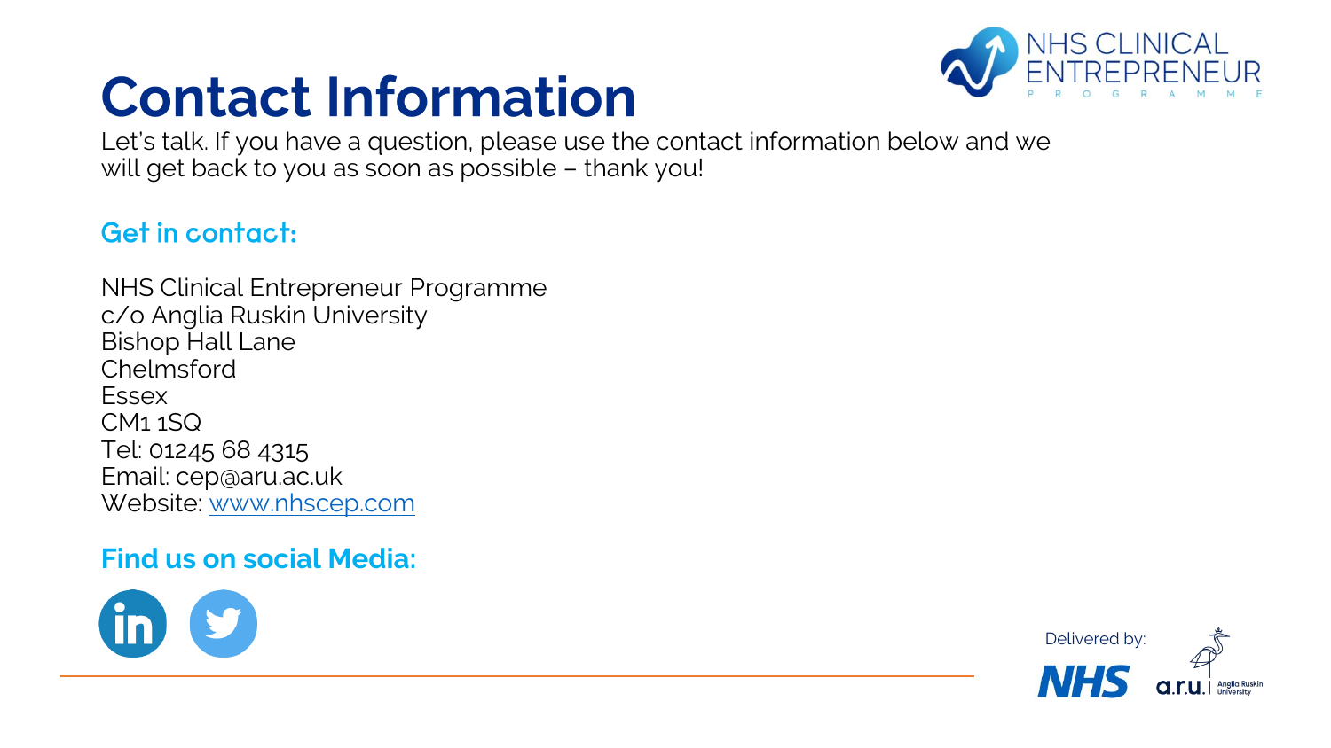# Contact Information

Let's talk. If you have a question, please use the contact information below and we will get back to you as soon as possible – thank you!

## Get in contact:

NHS Clinical Entrepreneur Programme
c/o Anglia Ruskin University
Bishop Hall Lane
Chelmsford
Essex
CM1 1SQ
Tel: 01245 68 4315
Email: cep@aru.ac.uk
Website: www.nhscep.com

## Find us on social Media:

Delivered by: